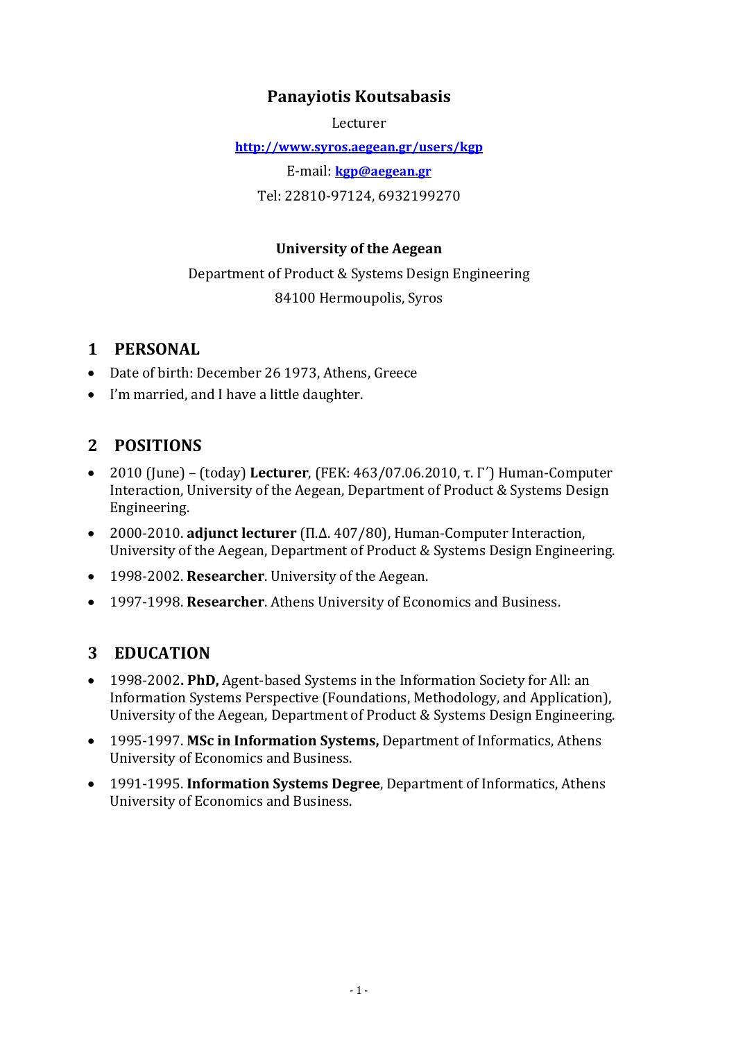# Panayiotis Koutsabasis

Lecturer

[http://www.syros.aegean.gr/users/kgp](http://www.syros.aegean.gr/users/kgp)

E-mail: [kgp@aegean.gr](mailto:kgp@aegean.gr)

Tel: 22810-97124, 6932199270

**University of the Aegean**

Department of Product & Systems Design Engineering

84100 Hermoupolis, Syros

## 1 PERSONAL

- Date of birth: December 26 1973, Athens, Greece
- I'm married, and I have a little daughter.

## 2 POSITIONS

- 2010 (June) – (today) **Lecturer**, (ΦΕΚ: 463/07.06.2010, τ. Γ΄) Human-Computer Interaction, University of the Aegean, Department of Product & Systems Design Engineering.
- 2000-2010. **adjunct lecturer** (Π.Δ. 407/80), Human-Computer Interaction, University of the Aegean, Department of Product & Systems Design Engineering.
- 1998-2002. **Researcher**. University of the Aegean.
- 1997-1998. **Researcher**. Athens University of Economics and Business.

## 3 EDUCATION

- 1998-2002**. PhD,** Agent-based Systems in the Information Society for All: an Information Systems Perspective (Foundations, Methodology, and Application), University of the Aegean, Department of Product & Systems Design Engineering.
- 1995-1997. **MSc in Information Systems,** Department of Informatics, Athens University of Economics and Business.
- 1991-1995. **Information Systems Degree**, Department of Informatics, Athens University of Economics and Business.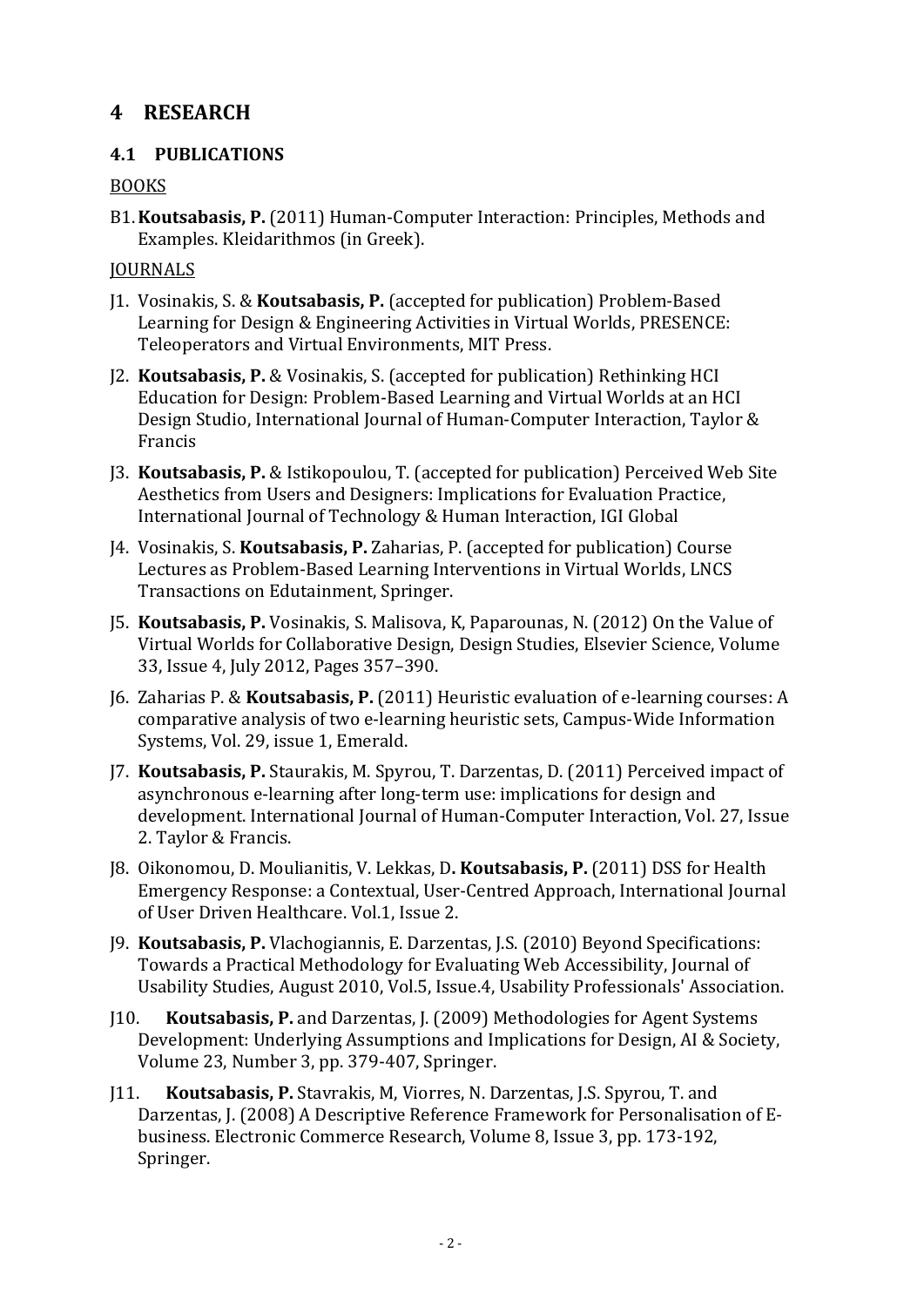# 4 RESEARCH

## 4.1 PUBLICATIONS

BOOKS

B1. **Koutsabasis, P.** (2011) Human-Computer Interaction: Principles, Methods and Examples. Kleidarithmos (in Greek).

JOURNALS

J1. Vosinakis, S. & **Koutsabasis, P.** (accepted for publication) Problem-Based Learning for Design & Engineering Activities in Virtual Worlds, PRESENCE: Teleoperators and Virtual Environments, MIT Press.

J2. **Koutsabasis, P.** & Vosinakis, S. (accepted for publication) Rethinking HCI Education for Design: Problem-Based Learning and Virtual Worlds at an HCI Design Studio, International Journal of Human-Computer Interaction, Taylor & Francis

J3. **Koutsabasis, P.** & Istikopoulou, T. (accepted for publication) Perceived Web Site Aesthetics from Users and Designers: Implications for Evaluation Practice, International Journal of Technology & Human Interaction, IGI Global

J4. Vosinakis, S. **Koutsabasis, P.** Zaharias, P. (accepted for publication) Course Lectures as Problem-Based Learning Interventions in Virtual Worlds, LNCS Transactions on Edutainment, Springer.

J5. **Koutsabasis, P.** Vosinakis, S. Malisova, K, Paparounas, N. (2012) On the Value of Virtual Worlds for Collaborative Design, Design Studies, Elsevier Science, Volume 33, Issue 4, July 2012, Pages 357–390.

J6. Zaharias P. & **Koutsabasis, P.** (2011) Heuristic evaluation of e-learning courses: A comparative analysis of two e-learning heuristic sets, Campus-Wide Information Systems, Vol. 29, issue 1, Emerald.

J7. **Koutsabasis, P.** Staurakis, M. Spyrou, T. Darzentas, D. (2011) Perceived impact of asynchronous e-learning after long-term use: implications for design and development. International Journal of Human-Computer Interaction, Vol. 27, Issue 2. Taylor & Francis.

J8. Oikonomou, D. Moulianitis, V. Lekkas, D**. Koutsabasis, P.** (2011) DSS for Health Emergency Response: a Contextual, User-Centred Approach, International Journal of User Driven Healthcare. Vol.1, Issue 2.

J9. **Koutsabasis, P.** Vlachogiannis, E. Darzentas, J.S. (2010) Beyond Specifications: Towards a Practical Methodology for Evaluating Web Accessibility, Journal of Usability Studies, August 2010, Vol.5, Issue.4, Usability Professionals' Association.

J10. **Koutsabasis, P.** and Darzentas, J. (2009) Methodologies for Agent Systems Development: Underlying Assumptions and Implications for Design, AI & Society, Volume 23, Number 3, pp. 379-407, Springer.

J11. **Koutsabasis, P.** Stavrakis, M, Viorres, N. Darzentas, J.S. Spyrou, T. and Darzentas, J. (2008) A Descriptive Reference Framework for Personalisation of E-business. Electronic Commerce Research, Volume 8, Issue 3, pp. 173-192, Springer.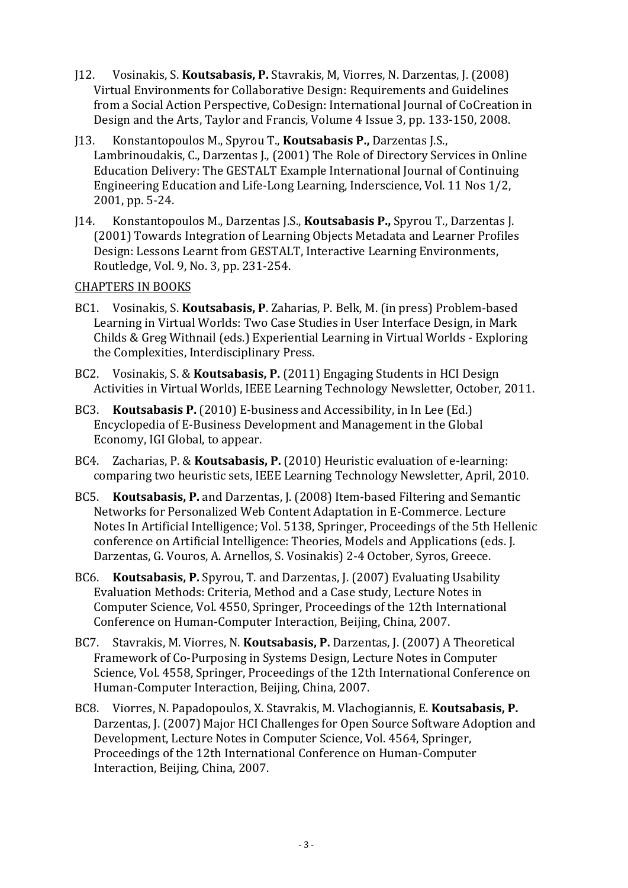J12. Vosinakis, S. **Koutsabasis, P.** Stavrakis, M, Viorres, N. Darzentas, J. (2008) Virtual Environments for Collaborative Design: Requirements and Guidelines from a Social Action Perspective, CoDesign: International Journal of CoCreation in Design and the Arts, Taylor and Francis, Volume 4 Issue 3, pp. 133-150, 2008.

J13. Konstantopoulos M., Spyrou T., **Koutsabasis P.,** Darzentas J.S., Lambrinoudakis, C., Darzentas J., (2001) The Role of Directory Services in Online Education Delivery: The GESTALT Example International Journal of Continuing Engineering Education and Life-Long Learning, Inderscience, Vol. 11 Nos 1/2, 2001, pp. 5-24.

J14. Konstantopoulos M., Darzentas J.S., **Koutsabasis P.,** Spyrou T., Darzentas J. (2001) Towards Integration of Learning Objects Metadata and Learner Profiles Design: Lessons Learnt from GESTALT, Interactive Learning Environments, Routledge, Vol. 9, No. 3, pp. 231-254.

CHAPTERS IN BOOKS

BC1. Vosinakis, S. **Koutsabasis, P**. Zaharias, P. Belk, M. (in press) Problem-based Learning in Virtual Worlds: Two Case Studies in User Interface Design, in Mark Childs & Greg Withnail (eds.) Experiential Learning in Virtual Worlds - Exploring the Complexities, Interdisciplinary Press.

BC2. Vosinakis, S. & **Koutsabasis, P.** (2011) Engaging Students in HCI Design Activities in Virtual Worlds, IEEE Learning Technology Newsletter, October, 2011.

BC3. **Koutsabasis P.** (2010) E-business and Accessibility, in In Lee (Ed.) Encyclopedia of E-Business Development and Management in the Global Economy, IGI Global, to appear.

BC4. Zacharias, P. & **Koutsabasis, P.** (2010) Heuristic evaluation of e-learning: comparing two heuristic sets, IEEE Learning Technology Newsletter, April, 2010.

BC5. **Koutsabasis, P.** and Darzentas, J. (2008) Item-based Filtering and Semantic Networks for Personalized Web Content Adaptation in E-Commerce. Lecture Notes In Artificial Intelligence; Vol. 5138, Springer, Proceedings of the 5th Hellenic conference on Artificial Intelligence: Theories, Models and Applications (eds. J. Darzentas, G. Vouros, A. Arnellos, S. Vosinakis) 2-4 October, Syros, Greece.

BC6. **Koutsabasis, P.** Spyrou, T. and Darzentas, J. (2007) Evaluating Usability Evaluation Methods: Criteria, Method and a Case study, Lecture Notes in Computer Science, Vol. 4550, Springer, Proceedings of the 12th International Conference on Human-Computer Interaction, Beijing, China, 2007.

BC7. Stavrakis, M. Viorres, N. **Koutsabasis, P.** Darzentas, J. (2007) A Theoretical Framework of Co-Purposing in Systems Design, Lecture Notes in Computer Science, Vol. 4558, Springer, Proceedings of the 12th International Conference on Human-Computer Interaction, Beijing, China, 2007.

BC8. Viorres, N. Papadopoulos, X. Stavrakis, M. Vlachogiannis, E. **Koutsabasis, P.** Darzentas, J. (2007) Major HCI Challenges for Open Source Software Adoption and Development, Lecture Notes in Computer Science, Vol. 4564, Springer, Proceedings of the 12th International Conference on Human-Computer Interaction, Beijing, China, 2007.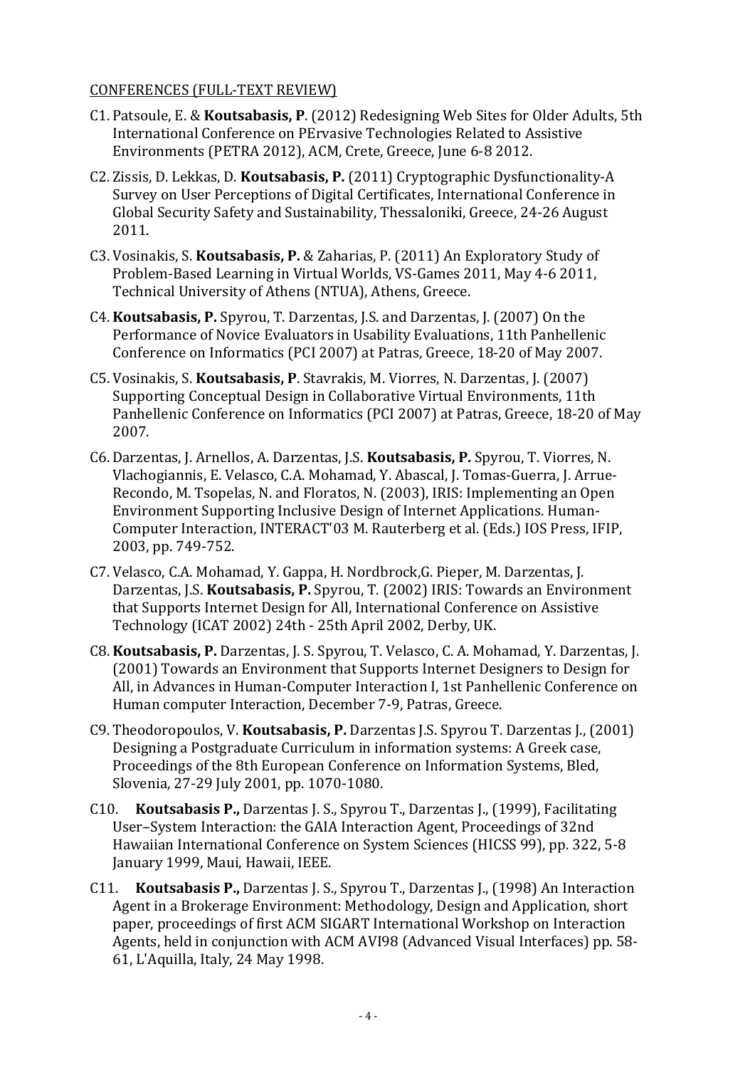CONFERENCES (FULL-TEXT REVIEW)

C1. Patsoule, E. & **Koutsabasis, P**. (2012) Redesigning Web Sites for Older Adults, 5th International Conference on PErvasive Technologies Related to Assistive Environments (PETRA 2012), ACM, Crete, Greece, June 6-8 2012.

C2. Zissis, D. Lekkas, D. **Koutsabasis, P.** (2011) Cryptographic Dysfunctionality-A Survey on User Perceptions of Digital Certificates, International Conference in Global Security Safety and Sustainability, Thessaloniki, Greece, 24-26 August 2011.

C3. Vosinakis, S. **Koutsabasis, P.** & Zaharias, P. (2011) An Exploratory Study of Problem-Based Learning in Virtual Worlds, VS-Games 2011, May 4-6 2011, Technical University of Athens (NTUA), Athens, Greece.

C4. **Koutsabasis, P.** Spyrou, T. Darzentas, J.S. and Darzentas, J. (2007) On the Performance of Novice Evaluators in Usability Evaluations, 11th Panhellenic Conference on Informatics (PCI 2007) at Patras, Greece, 18-20 of May 2007.

C5. Vosinakis, S. **Koutsabasis, P**. Stavrakis, M. Viorres, N. Darzentas, J. (2007) Supporting Conceptual Design in Collaborative Virtual Environments, 11th Panhellenic Conference on Informatics (PCI 2007) at Patras, Greece, 18-20 of May 2007.

C6. Darzentas, J. Arnellos, A. Darzentas, J.S. **Koutsabasis, P.** Spyrou, T. Viorres, N. Vlachogiannis, E. Velasco, C.A. Mohamad, Y. Abascal, J. Tomas-Guerra, J. Arrue-Recondo, M. Tsopelas, N. and Floratos, N. (2003), IRIS: Implementing an Open Environment Supporting Inclusive Design of Internet Applications. Human-Computer Interaction, INTERACT'03 M. Rauterberg et al. (Eds.) IOS Press, IFIP, 2003, pp. 749-752.

C7. Velasco, C.A. Mohamad, Y. Gappa, H. Nordbrock,G. Pieper, M. Darzentas, J. Darzentas, J.S. **Koutsabasis, P.** Spyrou, T. (2002) IRIS: Towards an Environment that Supports Internet Design for All, International Conference on Assistive Technology (ICAT 2002) 24th - 25th April 2002, Derby, UK.

C8. **Koutsabasis, P.** Darzentas, J. S. Spyrou, T. Velasco, C. A. Mohamad, Y. Darzentas, J. (2001) Towards an Environment that Supports Internet Designers to Design for All, in Advances in Human-Computer Interaction I, 1st Panhellenic Conference on Human computer Interaction, December 7-9, Patras, Greece.

C9. Theodoropoulos, V. **Koutsabasis, P.** Darzentas J.S. Spyrou T. Darzentas J., (2001) Designing a Postgraduate Curriculum in information systems: A Greek case, Proceedings of the 8th European Conference on Information Systems, Bled, Slovenia, 27-29 July 2001, pp. 1070-1080.

C10. **Koutsabasis P.,** Darzentas J. S., Spyrou T., Darzentas J., (1999), Facilitating User–System Interaction: the GAIA Interaction Agent, Proceedings of 32nd Hawaiian International Conference on System Sciences (HICSS 99), pp. 322, 5-8 January 1999, Maui, Hawaii, IEEE.

C11. **Koutsabasis P.,** Darzentas J. S., Spyrou T., Darzentas J., (1998) An Interaction Agent in a Brokerage Environment: Methodology, Design and Application, short paper, proceedings of first ACM SIGART International Workshop on Interaction Agents, held in conjunction with ACM AVI98 (Advanced Visual Interfaces) pp. 58-61, L'Aquilla, Italy, 24 May 1998.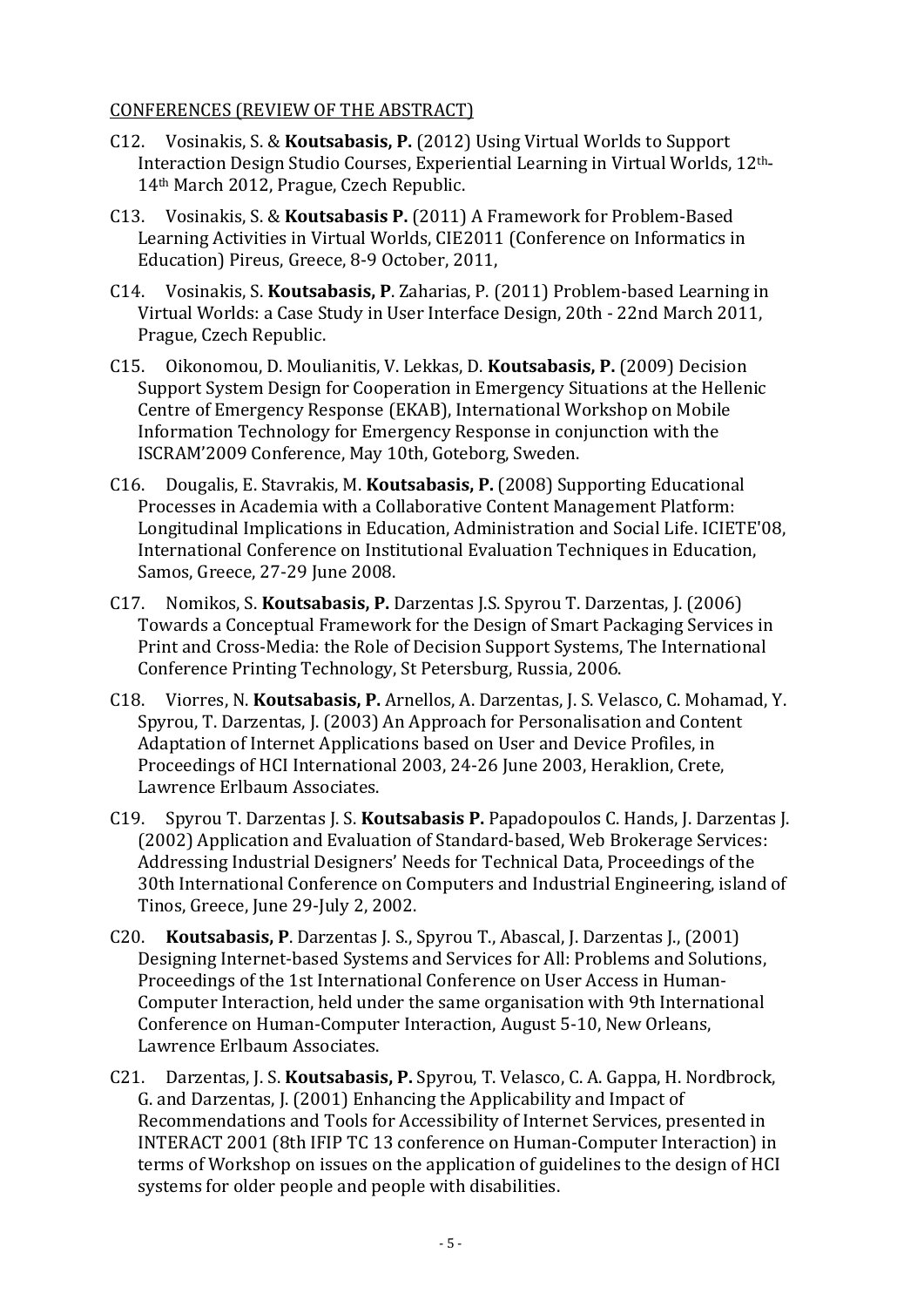CONFERENCES (REVIEW OF THE ABSTRACT)

C12. Vosinakis, S. & **Koutsabasis, P.** (2012) Using Virtual Worlds to Support Interaction Design Studio Courses, Experiential Learning in Virtual Worlds, 12th-14th March 2012, Prague, Czech Republic.

C13. Vosinakis, S. & **Koutsabasis P.** (2011) A Framework for Problem-Based Learning Activities in Virtual Worlds, CIE2011 (Conference on Informatics in Education) Pireus, Greece, 8-9 October, 2011,

C14. Vosinakis, S. **Koutsabasis, P**. Zaharias, P. (2011) Problem-based Learning in Virtual Worlds: a Case Study in User Interface Design, 20th - 22nd March 2011, Prague, Czech Republic.

C15. Oikonomou, D. Moulianitis, V. Lekkas, D. **Koutsabasis, P.** (2009) Decision Support System Design for Cooperation in Emergency Situations at the Hellenic Centre of Emergency Response (EKAB), International Workshop on Mobile Information Technology for Emergency Response in conjunction with the ISCRAM'2009 Conference, May 10th, Goteborg, Sweden.

C16. Dougalis, E. Stavrakis, M. **Koutsabasis, P.** (2008) Supporting Educational Processes in Academia with a Collaborative Content Management Platform: Longitudinal Implications in Education, Administration and Social Life. ICIETE'08, International Conference on Institutional Evaluation Techniques in Education, Samos, Greece, 27-29 June 2008.

C17. Nomikos, S. **Koutsabasis, P.** Darzentas J.S. Spyrou T. Darzentas, J. (2006) Towards a Conceptual Framework for the Design of Smart Packaging Services in Print and Cross-Media: the Role of Decision Support Systems, The International Conference Printing Technology, St Petersburg, Russia, 2006.

C18. Viorres, N. **Koutsabasis, P.** Arnellos, A. Darzentas, J. S. Velasco, C. Mohamad, Y. Spyrou, T. Darzentas, J. (2003) An Approach for Personalisation and Content Adaptation of Internet Applications based on User and Device Profiles, in Proceedings of HCI International 2003, 24-26 June 2003, Heraklion, Crete, Lawrence Erlbaum Associates.

C19. Spyrou T. Darzentas J. S. **Koutsabasis P.** Papadopoulos C. Hands, J. Darzentas J. (2002) Application and Evaluation of Standard-based, Web Brokerage Services: Addressing Industrial Designers' Needs for Technical Data, Proceedings of the 30th International Conference on Computers and Industrial Engineering, island of Tinos, Greece, June 29-July 2, 2002.

C20. **Koutsabasis, P**. Darzentas J. S., Spyrou T., Abascal, J. Darzentas J., (2001) Designing Internet-based Systems and Services for All: Problems and Solutions, Proceedings of the 1st International Conference on User Access in Human-Computer Interaction, held under the same organisation with 9th International Conference on Human-Computer Interaction, August 5-10, New Orleans, Lawrence Erlbaum Associates.

C21. Darzentas, J. S. **Koutsabasis, P.** Spyrou, T. Velasco, C. A. Gappa, H. Nordbrock, G. and Darzentas, J. (2001) Enhancing the Applicability and Impact of Recommendations and Tools for Accessibility of Internet Services, presented in INTERACT 2001 (8th IFIP TC 13 conference on Human-Computer Interaction) in terms of Workshop on issues on the application of guidelines to the design of HCI systems for older people and people with disabilities.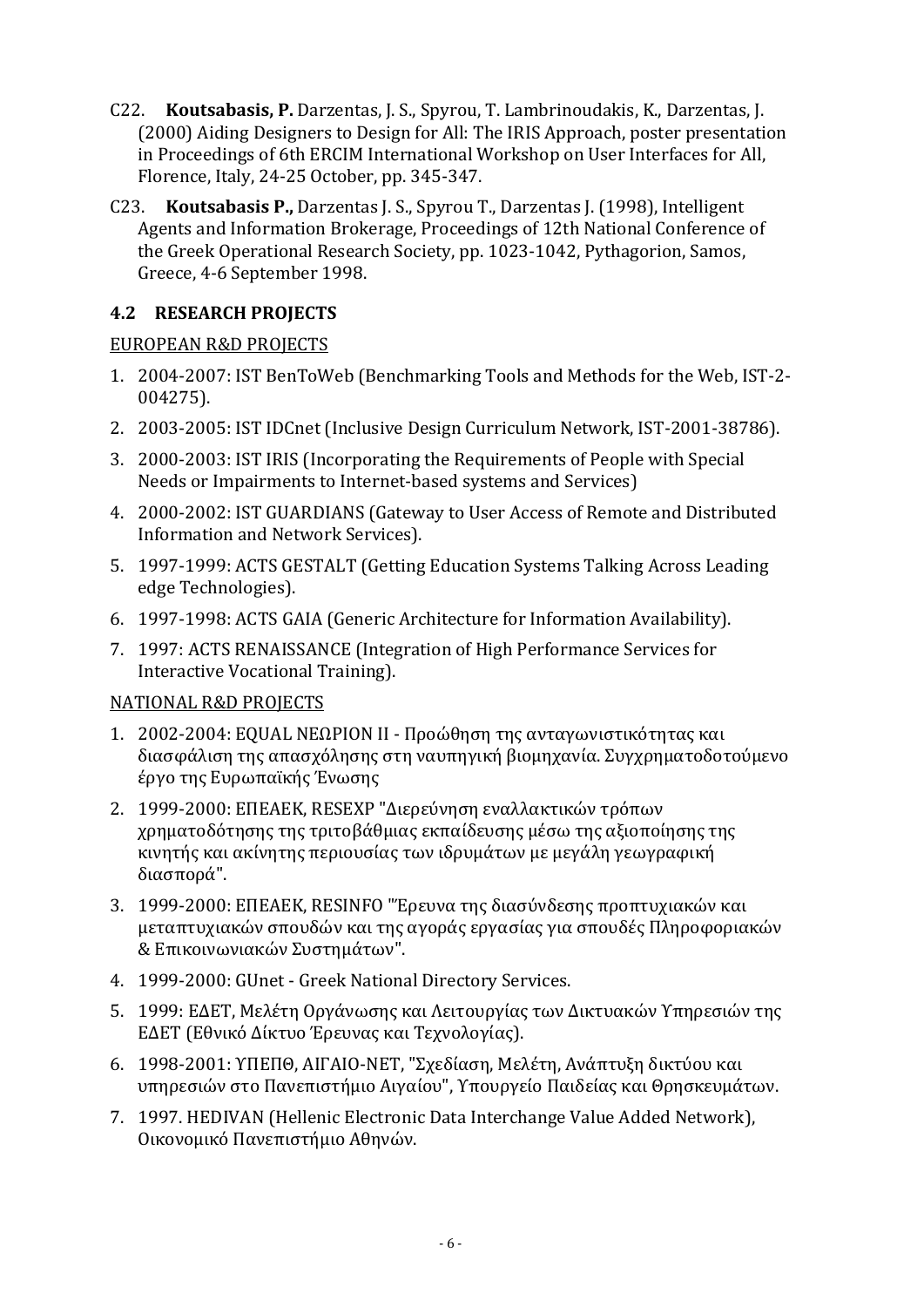C22. **Koutsabasis, P.** Darzentas, J. S., Spyrou, T. Lambrinoudakis, K., Darzentas, J. (2000) Aiding Designers to Design for All: The IRIS Approach, poster presentation in Proceedings of 6th ERCIM International Workshop on User Interfaces for All, Florence, Italy, 24-25 October, pp. 345-347.

C23. **Koutsabasis P.,** Darzentas J. S., Spyrou T., Darzentas J. (1998), Intelligent Agents and Information Brokerage, Proceedings of 12th National Conference of the Greek Operational Research Society, pp. 1023-1042, Pythagorion, Samos, Greece, 4-6 September 1998.

### 4.2 RESEARCH PROJECTS

EUROPEAN R&D PROJECTS

1. 2004-2007: IST BenToWeb (Benchmarking Tools and Methods for the Web, IST-2-004275).
2. 2003-2005: IST IDCnet (Inclusive Design Curriculum Network, IST-2001-38786).
3. 2000-2003: IST IRIS (Incorporating the Requirements of People with Special Needs or Impairments to Internet-based systems and Services)
4. 2000-2002: IST GUARDIANS (Gateway to User Access of Remote and Distributed Information and Network Services).
5. 1997-1999: ACTS GESTALT (Getting Education Systems Talking Across Leading edge Technologies).
6. 1997-1998: ACTS GAIA (Generic Architecture for Information Availability).
7. 1997: ACTS RENAISSANCE (Integration of High Performance Services for Interactive Vocational Training).

NATIONAL R&D PROJECTS

1. 2002-2004: EQUAL ΝΕΩΡΙΟΝ ΙΙ - Προώθηση της ανταγωνιστικότητας και διασφάλιση της απασχόλησης στη ναυπηγική βιομηχανία. Συγχρηματοδοτούμενο έργο της Ευρωπαϊκής Ένωσης
2. 1999-2000: ΕΠΕΑΕΚ, RESEXP "Διερεύνηση εναλλακτικών τρόπων χρηματοδότησης της τριτοβάθμιας εκπαίδευσης μέσω της αξιοποίησης της κινητής και ακίνητης περιουσίας των ιδρυμάτων με μεγάλη γεωγραφική διασπορά".
3. 1999-2000: ΕΠΕΑΕΚ, RESINFO "Έρευνα της διασύνδεσης προπτυχιακών και μεταπτυχιακών σπουδών και της αγοράς εργασίας για σπουδές Πληροφοριακών & Επικοινωνιακών Συστημάτων".
4. 1999-2000: GUnet - Greek National Directory Services.
5. 1999: ΕΔΕΤ, Μελέτη Οργάνωσης και Λειτουργίας των Δικτυακών Υπηρεσιών της ΕΔΕΤ (Εθνικό Δίκτυο Έρευνας και Τεχνολογίας).
6. 1998-2001: ΥΠΕΠΘ, ΑΙΓΑΙΟ-ΝΕΤ, "Σχεδίαση, Μελέτη, Ανάπτυξη δικτύου και υπηρεσιών στο Πανεπιστήμιο Αιγαίου", Υπουργείο Παιδείας και Θρησκευμάτων.
7. 1997. HEDIVAN (Hellenic Electronic Data Interchange Value Added Network), Οικονομικό Πανεπιστήμιο Αθηνών.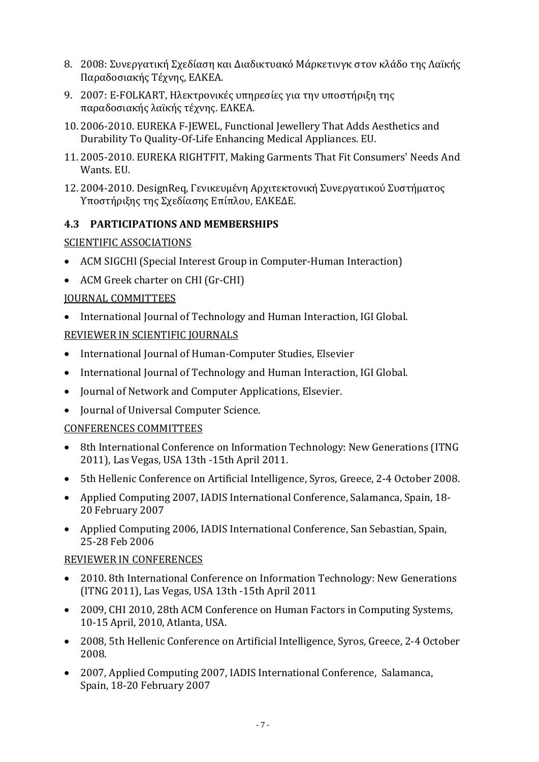8. 2008: Συνεργατική Σχεδίαση και Διαδικτυακό Μάρκετινγκ στον κλάδο της Λαϊκής Παραδοσιακής Τέχνης, ΕΛΚΕΑ.
9. 2007: E-FOLKART, Ηλεκτρονικές υπηρεσίες για την υποστήριξη της παραδοσιακής λαϊκής τέχνης. ΕΛΚΕΑ.
10. 2006-2010. EUREKA F-JEWEL, Functional Jewellery That Adds Aesthetics and Durability To Quality-Of-Life Enhancing Medical Appliances. EU.
11. 2005-2010. EUREKA RIGHTFIT, Making Garments That Fit Consumers' Needs And Wants. EU.
12. 2004-2010. DesignReq, Γενικευμένη Αρχιτεκτονική Συνεργατικού Συστήματος Υποστήριξης της Σχεδίασης Επίπλου, ΕΛΚΕΔΕ.

### 4.3 PARTICIPATIONS AND MEMBERSHIPS

SCIENTIFIC ASSOCIATIONS

- ACM SIGCHI (Special Interest Group in Computer-Human Interaction)
- ACM Greek charter on CHI (Gr-CHI)

JOURNAL COMMITTEES

- International Journal of Technology and Human Interaction, IGI Global.

REVIEWER IN SCIENTIFIC JOURNALS

- International Journal of Human-Computer Studies, Elsevier
- International Journal of Technology and Human Interaction, IGI Global.
- Journal of Network and Computer Applications, Elsevier.
- Journal of Universal Computer Science.

CONFERENCES COMMITTEES

- 8th International Conference on Information Technology: New Generations (ITNG 2011), Las Vegas, USA 13th -15th April 2011.
- 5th Hellenic Conference on Artificial Intelligence, Syros, Greece, 2-4 October 2008.
- Applied Computing 2007, IADIS International Conference, Salamanca, Spain, 18-20 February 2007
- Applied Computing 2006, IADIS International Conference, San Sebastian, Spain, 25-28 Feb 2006

REVIEWER IN CONFERENCES

- 2010. 8th International Conference on Information Technology: New Generations (ITNG 2011), Las Vegas, USA 13th -15th April 2011
- 2009, CHI 2010, 28th ACM Conference on Human Factors in Computing Systems, 10-15 April, 2010, Atlanta, USA.
- 2008, 5th Hellenic Conference on Artificial Intelligence, Syros, Greece, 2-4 October 2008.
- 2007, Applied Computing 2007, IADIS International Conference, Salamanca, Spain, 18-20 February 2007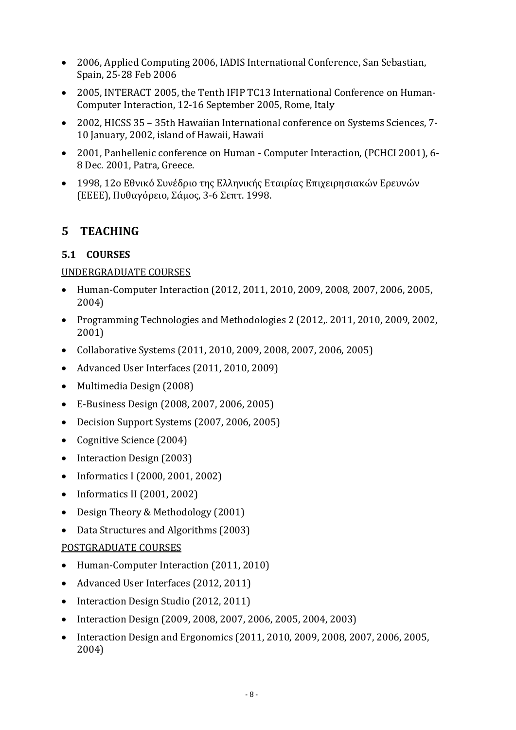- 2006, Applied Computing 2006, IADIS International Conference, San Sebastian, Spain, 25-28 Feb 2006
- 2005, INTERACT 2005, the Tenth IFIP TC13 International Conference on Human-Computer Interaction, 12-16 September 2005, Rome, Italy
- 2002, HICSS 35 – 35th Hawaiian International conference on Systems Sciences, 7-10 January, 2002, island of Hawaii, Hawaii
- 2001, Panhellenic conference on Human - Computer Interaction, (PCHCI 2001), 6-8 Dec. 2001, Patra, Greece.
- 1998, 12ο Εθνικό Συνέδριο της Ελληνικής Εταιρίας Επιχειρησιακών Ερευνών (ΕΕΕΕ), Πυθαγόρειο, Σάμος, 3-6 Σεπτ. 1998.

# 5 TEACHING

## 5.1 COURSES

UNDERGRADUATE COURSES

- Human-Computer Interaction (2012, 2011, 2010, 2009, 2008, 2007, 2006, 2005, 2004)
- Programming Technologies and Methodologies 2 (2012,. 2011, 2010, 2009, 2002, 2001)
- Collaborative Systems (2011, 2010, 2009, 2008, 2007, 2006, 2005)
- Advanced User Interfaces (2011, 2010, 2009)
- Multimedia Design (2008)
- E-Business Design (2008, 2007, 2006, 2005)
- Decision Support Systems (2007, 2006, 2005)
- Cognitive Science (2004)
- Interaction Design (2003)
- Informatics I (2000, 2001, 2002)
- Informatics II (2001, 2002)
- Design Theory & Methodology (2001)
- Data Structures and Algorithms (2003)

POSTGRADUATE COURSES

- Human-Computer Interaction (2011, 2010)
- Advanced User Interfaces (2012, 2011)
- Interaction Design Studio (2012, 2011)
- Interaction Design (2009, 2008, 2007, 2006, 2005, 2004, 2003)
- Interaction Design and Ergonomics (2011, 2010, 2009, 2008, 2007, 2006, 2005, 2004)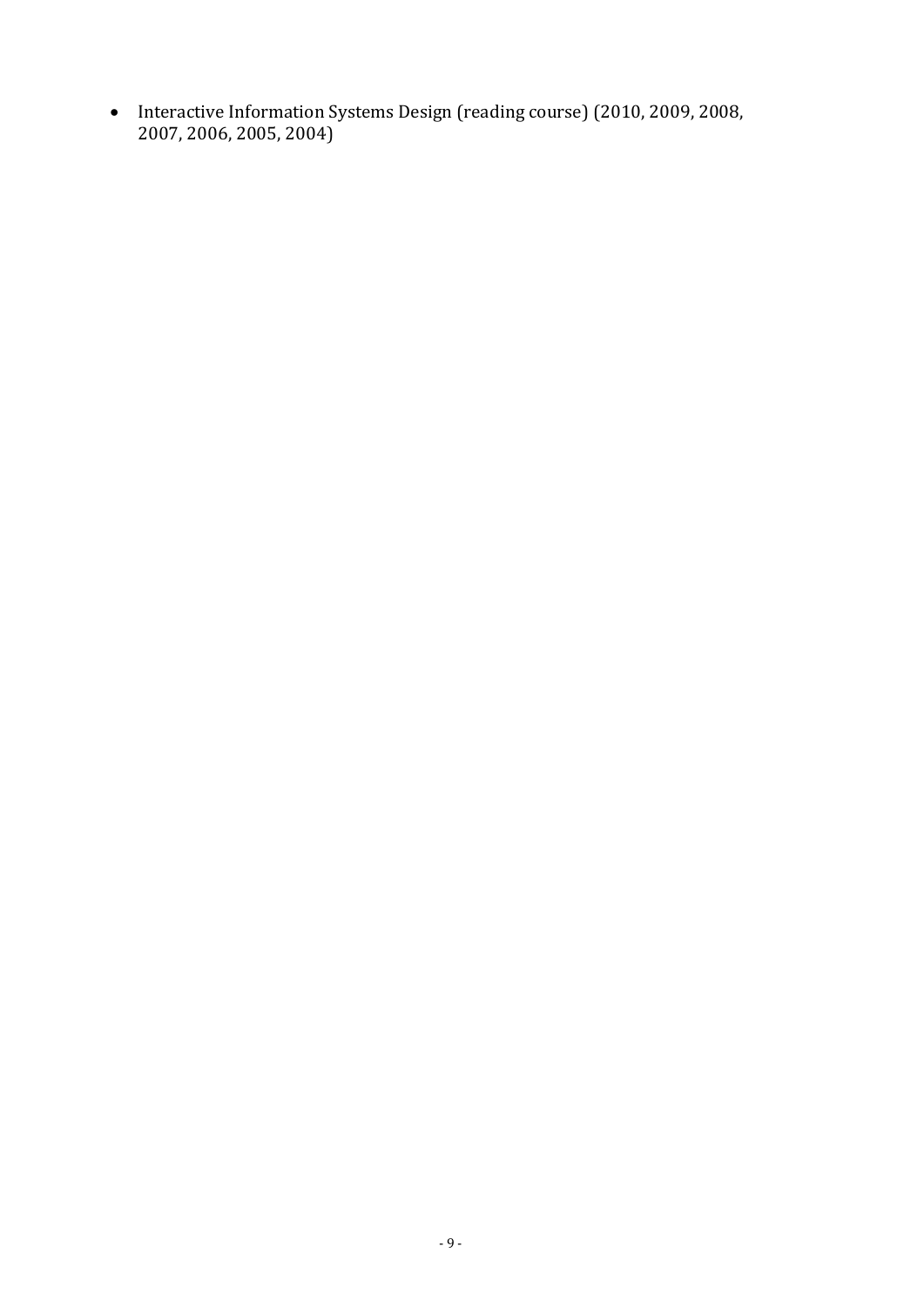- Interactive Information Systems Design (reading course) (2010, 2009, 2008, 2007, 2006, 2005, 2004)